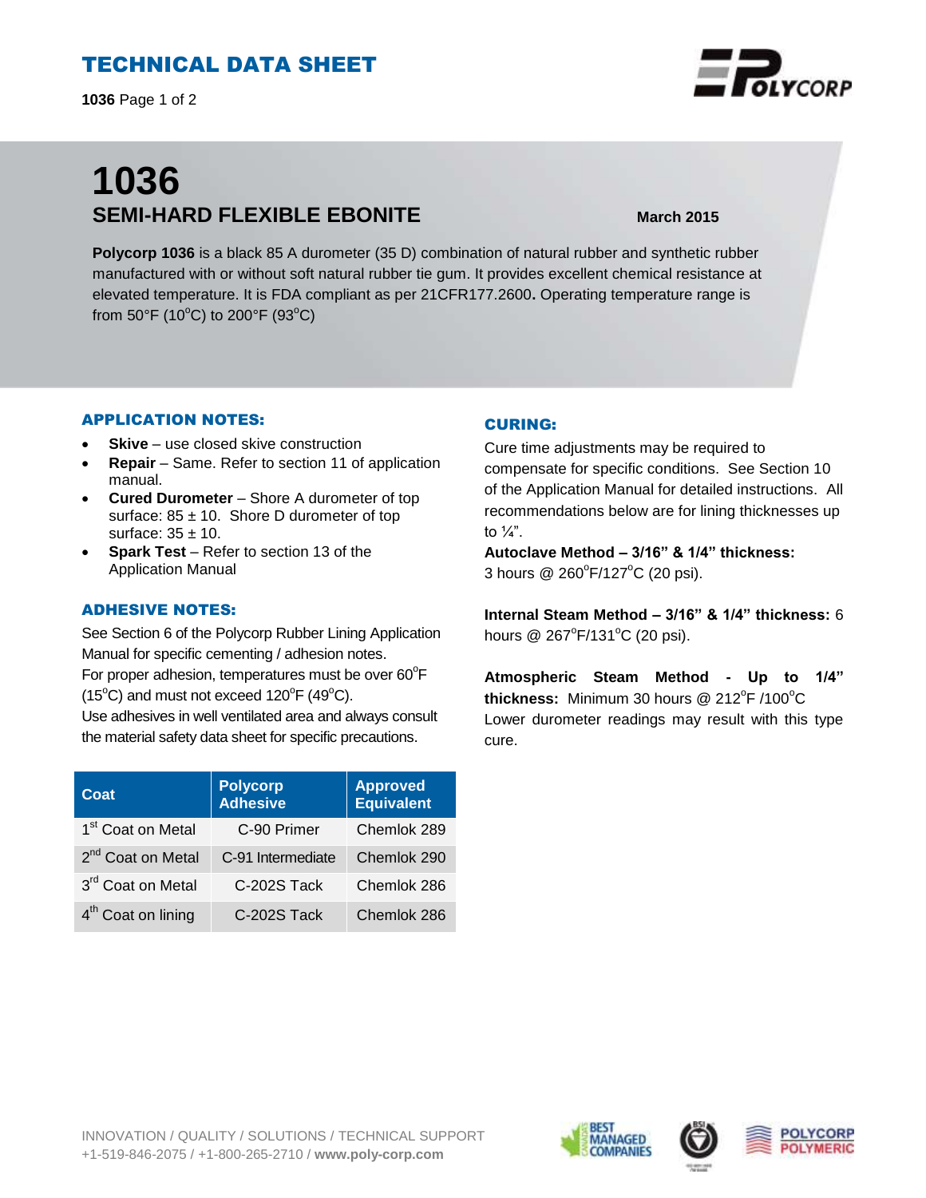# TECHNICAL DATA SHEET

# 1036

## SEMI-HARD FLEXIBLE EBONITE

**March 2015**

**Polycorp 1036** is a black 85 A durometer (35 D) combination of natural rubber and synthetic rubber manufactured with or without soft natural rubber tie gum. It provides excellent chemical resistance at elevated temperature. It is FDA compliant as per 21CFR177.2600**.** Operating temperature range is from 50°F (10°C) to 200°F (93°C)

### APPLICATION NOTES:

- **Skive** – use closed skive construction
- **Repair** – Same. Refer to section 11 of application manual.
- **Cured Durometer** – Shore A durometer of top surface: 85 ± 10. Shore D durometer of top surface: 35 ± 10.
- **Spark Test** – Refer to section 13 of the Application Manual

### ADHESIVE NOTES:

See Section 6 of the Polycorp Rubber Lining Application Manual for specific cementing / adhesion notes.
For proper adhesion, temperatures must be over 60°F (15°C) and must not exceed 120°F (49°C).
Use adhesives in well ventilated area and always consult the material safety data sheet for specific precautions.

| Coat | Polycorp Adhesive | Approved Equivalent |
|---|---|---|
| 1st Coat on Metal | C-90 Primer | Chemlok 289 |
| 2nd Coat on Metal | C-91 Intermediate | Chemlok 290 |
| 3rd Coat on Metal | C-202S Tack | Chemlok 286 |
| 4th Coat on lining | C-202S Tack | Chemlok 286 |

### CURING:

Cure time adjustments may be required to compensate for specific conditions. See Section 10 of the Application Manual for detailed instructions. All recommendations below are for lining thicknesses up to ¼".

**Autoclave Method – 3/16" & 1/4" thickness:**
3 hours @ 260°F/127°C (20 psi).

**Internal Steam Method – 3/16" & 1/4" thickness:** 6 hours @ 267°F/131°C (20 psi).

**Atmospheric Steam Method - Up to 1/4" thickness:** Minimum 30 hours @ 212°F /100°C
Lower durometer readings may result with this type cure.

INNOVATION / QUALITY / SOLUTIONS / TECHNICAL SUPPORT
+1-519-846-2075 / +1-800-265-2710 / **www.poly-corp.com**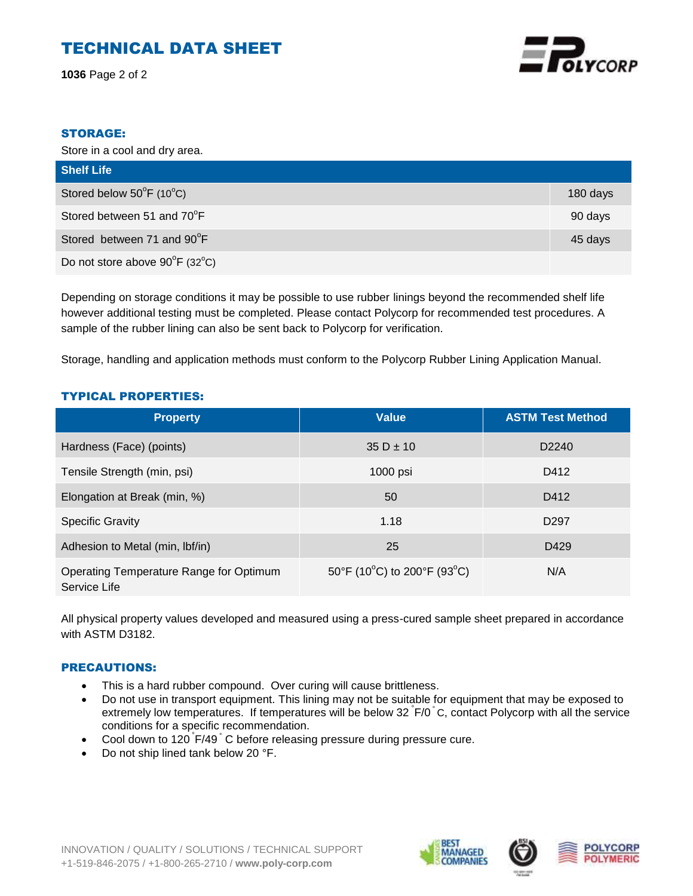### STORAGE:

Store in a cool and dry area.

| Shelf Life | |
|---|---|
| Stored below 50°F (10°C) | 180 days |
| Stored between 51 and 70°F | 90 days |
| Stored between 71 and 90°F | 45 days |
| Do not store above 90°F (32°C) | |

Depending on storage conditions it may be possible to use rubber linings beyond the recommended shelf life however additional testing must be completed. Please contact Polycorp for recommended test procedures. A sample of the rubber lining can also be sent back to Polycorp for verification.

Storage, handling and application methods must conform to the Polycorp Rubber Lining Application Manual.

### TYPICAL PROPERTIES:

| Property | Value | ASTM Test Method |
|---|---|---|
| Hardness (Face) (points) | 35 D ± 10 | D2240 |
| Tensile Strength (min, psi) | 1000 psi | D412 |
| Elongation at Break (min, %) | 50 | D412 |
| Specific Gravity | 1.18 | D297 |
| Adhesion to Metal (min, lbf/in) | 25 | D429 |
| Operating Temperature Range for Optimum Service Life | 50°F (10°C) to 200°F (93°C) | N/A |

All physical property values developed and measured using a press-cured sample sheet prepared in accordance with ASTM D3182.

### PRECAUTIONS:

- This is a hard rubber compound. Over curing will cause brittleness.
- Do not use in transport equipment. This lining may not be suitable for equipment that may be exposed to extremely low temperatures. If temperatures will be below 32 °F/0 °C, contact Polycorp with all the service conditions for a specific recommendation.
- Cool down to 120 °F/49 °C before releasing pressure during pressure cure.
- Do not ship lined tank below 20 °F.

INNOVATION / QUALITY / SOLUTIONS / TECHNICAL SUPPORT
+1-519-846-2075 / +1-800-265-2710 / **www.poly-corp.com**